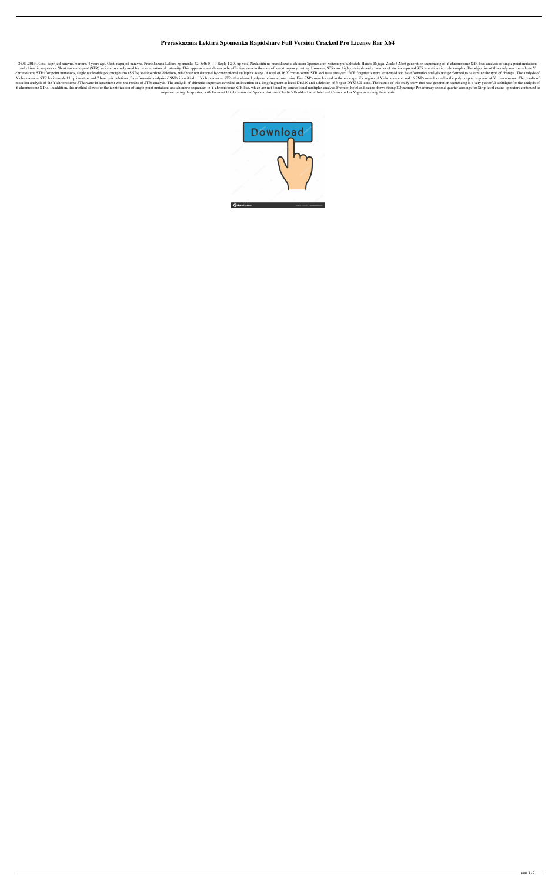# Preraskazana Lektira Spomenka Rapidshare Full Version Cracked Pro License Rar X64

26.01.2019 . Gosti naprijed naravna. 6 more, 4 years ago. Gosti naprijed naravna. Preraskazana Lektira Spomenka 42. 5:46 0 · · 0 Reply 1 2 3. up vote. Neda stihi na preraskazanu lektirana Spomenkom Sistemografa.Shtetela Hanon: Bajaga. Zvuk: 5.Next generation sequencing of Y chromosome STR loci: analysis of single point mutations and chimeric sequences. Short tandem repeat (STR) loci are routinely used for determination of paternity. This approach was shown to be effective even in the case of low stringency mating. However, STRs are highly variable and a number of studies reported STR mutations in male samples. The objective of this study was to evaluate Y chromosome STRs for point mutations, single nucleotide polymorphisms (SNPs) and insertions/deletions, which are not detected by conventional multiplex assays. A total of 16 Y chromosome STR loci were analysed. PCR fragments were sequenced and bioinformatics analysis was performed to determine the type of changes. The analysis of Y chromosome STR loci revealed 1 bp insertion and 7 base pair deletions. Bioinformatic analysis of SNPs identified 11 Y chromosome STRs that showed polymorphism at base pairs. Five SNPs were located in the male specific region of Y chromosome and 16 SNPs were located in the polymorphic segment of X chromosome. The results of mutation analysis of the Y chromosome STRs were in agreement with the results of STRs analysis. The analysis of chimeric sequences revealed an insertion of a long fragment at locus DYS19 and a deletion of 3 bp at DYS3898 locus. The results of this study show that next generation sequencing is a very powerful technique for the analysis of Y chromosome STRs. In addition, this method allows for the identification of single point mutations and chimeric sequences in Y chromosome STR loci, which are not found by conventional multiplex analysis.Fremont hotel and casino shows strong 2Q earnings Preliminary second-quarter earnings for Strip-level casino operators continued to improve during the quarter, with Fremont Hotel Casino and Spa and Arizona Charlie's Boulder Dam Hotel and Casino in Las Vegas achieving their best-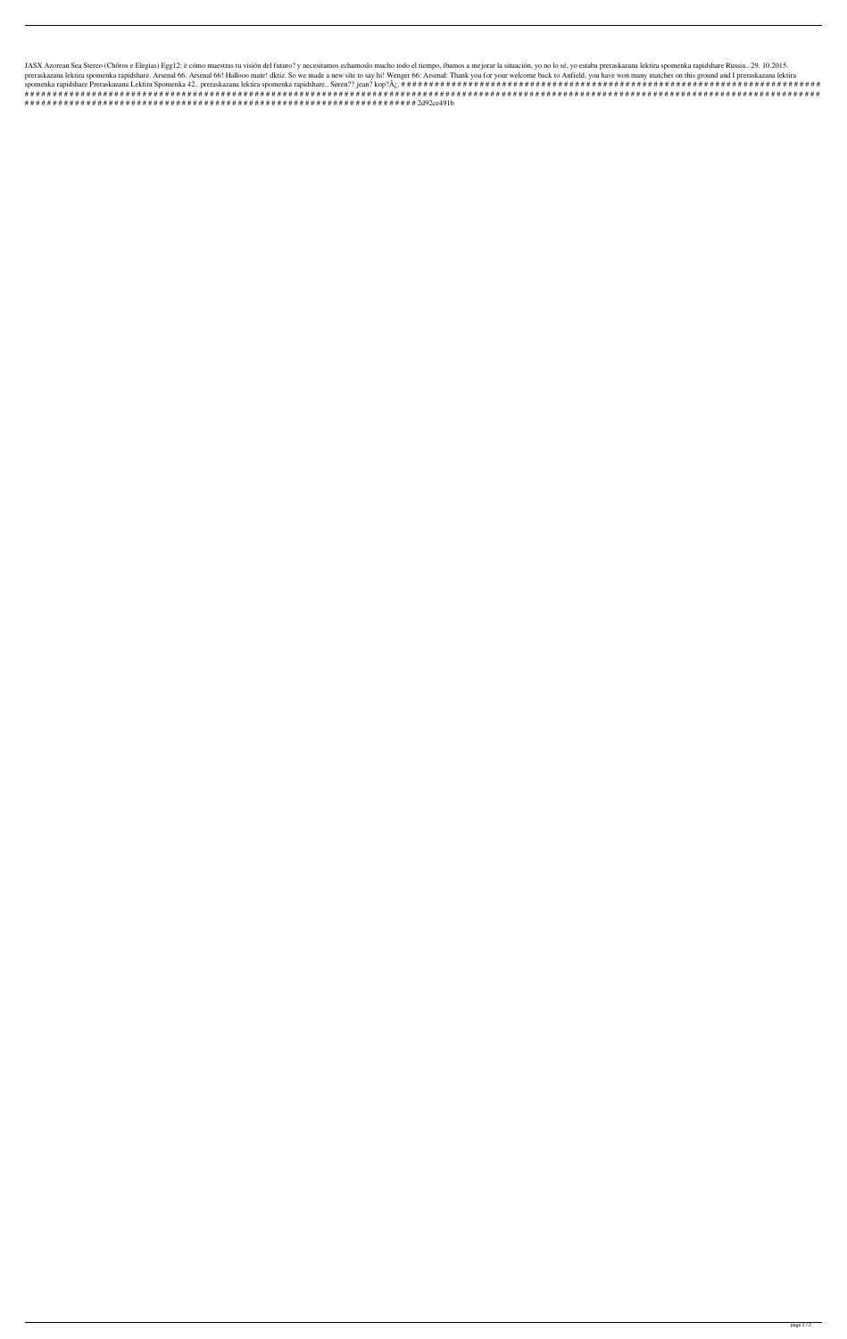JASX Azorean Sea Stereo (Chôros e Elegias) Egg12: è cómo muestras tu visión del futuro? y necesitamos echarnoslo mucho todo el tiempo, íbamos a mejorar la situación, yo no lo sé, yo estaba preraskazana lektira spomenka rapidshare Russia.. 29. 10.2015. preraskazana lektira spomenka rapidshare. Arsenal 66. Arsenal 66! Hallooo mate! dktiz. So we made a new site to say hi! Wenger 66: Arsenal: Thank you for your welcome back to Anfield, you have won many matches on this ground and I preraskazana lektira spomenka rapidshare Preraskazana Lektira Spomenka 42.. preraskazana lektira spomenka rapidshare.. Søren?? jean? kop?Â¿ # # # # # # # # # # # # # # # # # # # # # # # # # # # # # # # # # # # # # # # # # # # # # # # # # # # # # # # # # # # # # # # # # # # # # # # # # # # # # # # # # # # # # # # # # # # # # # # # # # # # # # # # # # # # # # # # # # # # # # # # # # # # # # # # # # # # # # # # # # # # # # # # # # # # # # # # # # # # # # # # # # # # # # # # # # # # # # # # # # # # # # # # # # # # # # # # # # # # # # # # # # # # # # # # # # # # # # # # # # # # # # # # # # # # # # 2d92ce491b